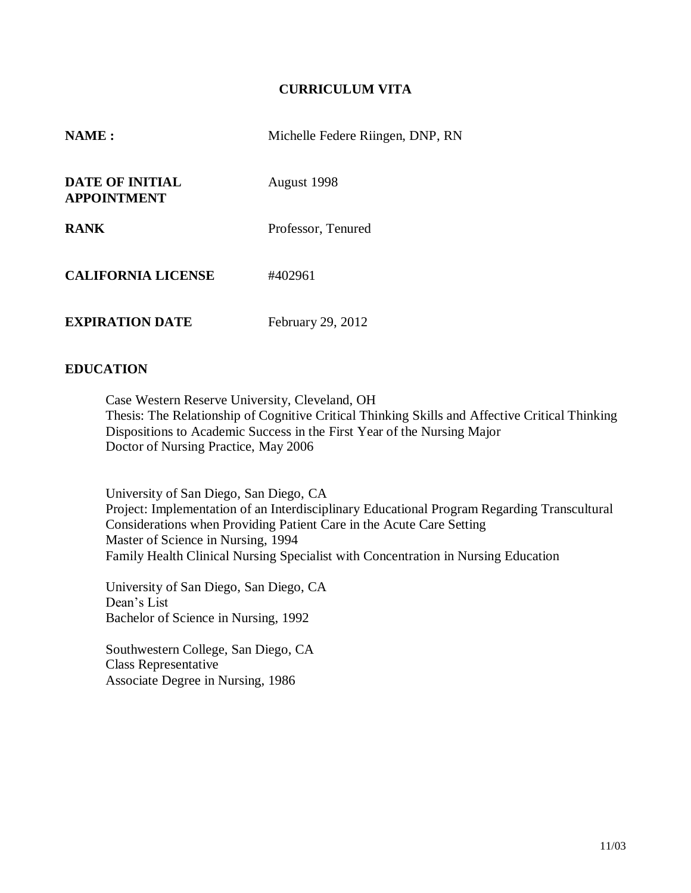# CURRICULUM VITA

| | |
|---|---|
| **NAME :** | Michelle Federe Riingen, DNP, RN |
| **DATE OF INITIAL APPOINTMENT** | August 1998 |
| **RANK** | Professor, Tenured |
| **CALIFORNIA LICENSE** | #402961 |
| **EXPIRATION DATE** | February 29, 2012 |

## EDUCATION

Case Western Reserve University, Cleveland, OH
Thesis: The Relationship of Cognitive Critical Thinking Skills and Affective Critical Thinking Dispositions to Academic Success in the First Year of the Nursing Major
Doctor of Nursing Practice, May 2006

University of San Diego, San Diego, CA
Project: Implementation of an Interdisciplinary Educational Program Regarding Transcultural Considerations when Providing Patient Care in the Acute Care Setting
Master of Science in Nursing, 1994
Family Health Clinical Nursing Specialist with Concentration in Nursing Education

University of San Diego, San Diego, CA
Dean's List
Bachelor of Science in Nursing, 1992

Southwestern College, San Diego, CA
Class Representative
Associate Degree in Nursing, 1986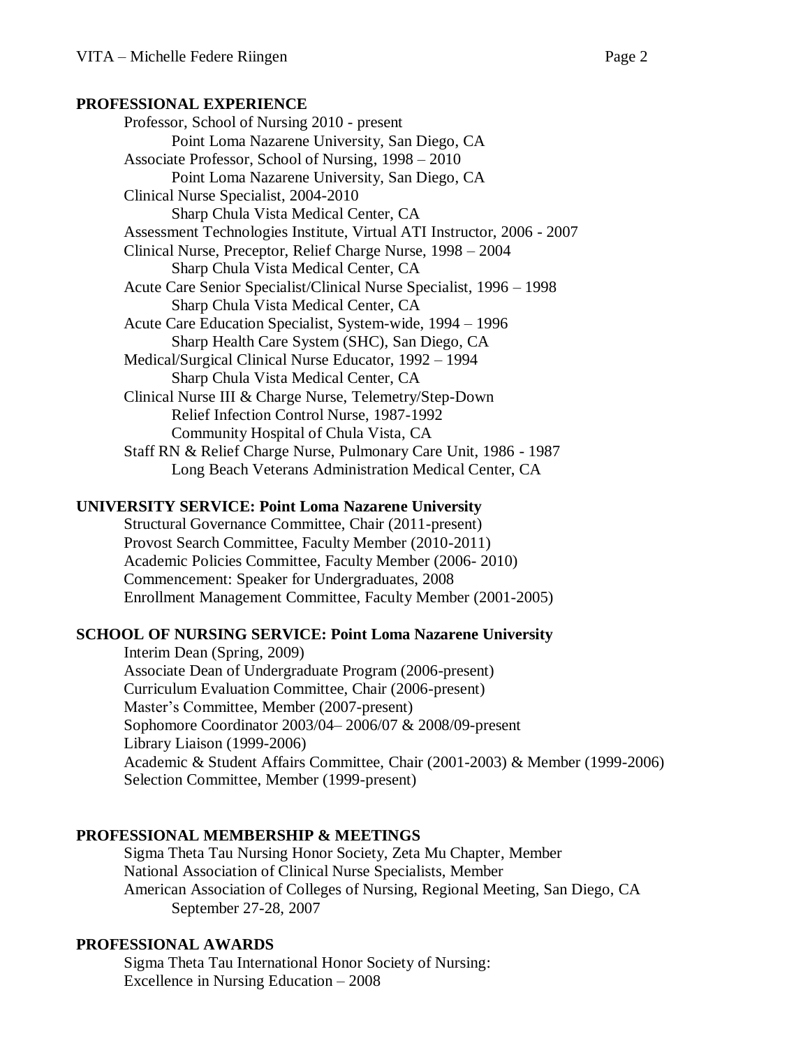## PROFESSIONAL EXPERIENCE

Professor, School of Nursing 2010 - present
    Point Loma Nazarene University, San Diego, CA
Associate Professor, School of Nursing, 1998 – 2010
    Point Loma Nazarene University, San Diego, CA
Clinical Nurse Specialist, 2004-2010
    Sharp Chula Vista Medical Center, CA
Assessment Technologies Institute, Virtual ATI Instructor, 2006 - 2007
Clinical Nurse, Preceptor, Relief Charge Nurse, 1998 – 2004
    Sharp Chula Vista Medical Center, CA
Acute Care Senior Specialist/Clinical Nurse Specialist, 1996 – 1998
    Sharp Chula Vista Medical Center, CA
Acute Care Education Specialist, System-wide, 1994 – 1996
    Sharp Health Care System (SHC), San Diego, CA
Medical/Surgical Clinical Nurse Educator, 1992 – 1994
    Sharp Chula Vista Medical Center, CA
Clinical Nurse III & Charge Nurse, Telemetry/Step-Down
    Relief Infection Control Nurse, 1987-1992
    Community Hospital of Chula Vista, CA
Staff RN & Relief Charge Nurse, Pulmonary Care Unit, 1986 - 1987
    Long Beach Veterans Administration Medical Center, CA

## UNIVERSITY SERVICE: Point Loma Nazarene University

Structural Governance Committee, Chair (2011-present)
Provost Search Committee, Faculty Member (2010-2011)
Academic Policies Committee, Faculty Member (2006- 2010)
Commencement: Speaker for Undergraduates, 2008
Enrollment Management Committee, Faculty Member (2001-2005)

## SCHOOL OF NURSING SERVICE: Point Loma Nazarene University

Interim Dean (Spring, 2009)
Associate Dean of Undergraduate Program (2006-present)
Curriculum Evaluation Committee, Chair (2006-present)
Master's Committee, Member (2007-present)
Sophomore Coordinator 2003/04– 2006/07 & 2008/09-present
Library Liaison (1999-2006)
Academic & Student Affairs Committee, Chair (2001-2003) & Member (1999-2006)
Selection Committee, Member (1999-present)

## PROFESSIONAL MEMBERSHIP & MEETINGS

Sigma Theta Tau Nursing Honor Society, Zeta Mu Chapter, Member
National Association of Clinical Nurse Specialists, Member
American Association of Colleges of Nursing, Regional Meeting, San Diego, CA
    September 27-28, 2007

## PROFESSIONAL AWARDS

Sigma Theta Tau International Honor Society of Nursing:
Excellence in Nursing Education – 2008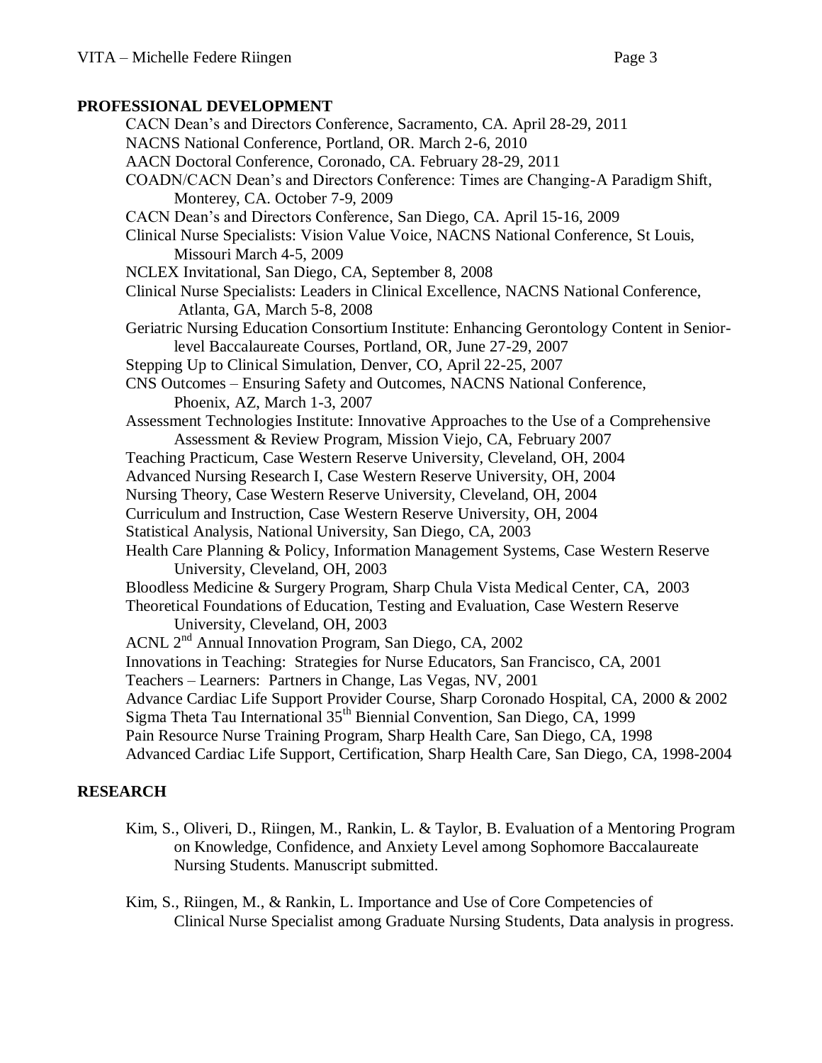## PROFESSIONAL DEVELOPMENT

CACN Dean's and Directors Conference, Sacramento, CA. April 28-29, 2011
NACNS National Conference, Portland, OR. March 2-6, 2010
AACN Doctoral Conference, Coronado, CA. February 28-29, 2011
COADN/CACN Dean's and Directors Conference: Times are Changing-A Paradigm Shift, Monterey, CA. October 7-9, 2009
CACN Dean's and Directors Conference, San Diego, CA. April 15-16, 2009
Clinical Nurse Specialists: Vision Value Voice, NACNS National Conference, St Louis, Missouri March 4-5, 2009
NCLEX Invitational, San Diego, CA, September 8, 2008
Clinical Nurse Specialists: Leaders in Clinical Excellence, NACNS National Conference, Atlanta, GA, March 5-8, 2008
Geriatric Nursing Education Consortium Institute: Enhancing Gerontology Content in Senior-level Baccalaureate Courses, Portland, OR, June 27-29, 2007
Stepping Up to Clinical Simulation, Denver, CO, April 22-25, 2007
CNS Outcomes – Ensuring Safety and Outcomes, NACNS National Conference, Phoenix, AZ, March 1-3, 2007
Assessment Technologies Institute: Innovative Approaches to the Use of a Comprehensive Assessment & Review Program, Mission Viejo, CA, February 2007
Teaching Practicum, Case Western Reserve University, Cleveland, OH, 2004
Advanced Nursing Research I, Case Western Reserve University, OH, 2004
Nursing Theory, Case Western Reserve University, Cleveland, OH, 2004
Curriculum and Instruction, Case Western Reserve University, OH, 2004
Statistical Analysis, National University, San Diego, CA, 2003
Health Care Planning & Policy, Information Management Systems, Case Western Reserve University, Cleveland, OH, 2003
Bloodless Medicine & Surgery Program, Sharp Chula Vista Medical Center, CA, 2003
Theoretical Foundations of Education, Testing and Evaluation, Case Western Reserve University, Cleveland, OH, 2003
ACNL 2nd Annual Innovation Program, San Diego, CA, 2002
Innovations in Teaching: Strategies for Nurse Educators, San Francisco, CA, 2001
Teachers – Learners: Partners in Change, Las Vegas, NV, 2001
Advance Cardiac Life Support Provider Course, Sharp Coronado Hospital, CA, 2000 & 2002
Sigma Theta Tau International 35th Biennial Convention, San Diego, CA, 1999
Pain Resource Nurse Training Program, Sharp Health Care, San Diego, CA, 1998
Advanced Cardiac Life Support, Certification, Sharp Health Care, San Diego, CA, 1998-2004

## RESEARCH

Kim, S., Oliveri, D., Riingen, M., Rankin, L. & Taylor, B. Evaluation of a Mentoring Program on Knowledge, Confidence, and Anxiety Level among Sophomore Baccalaureate Nursing Students. Manuscript submitted.

Kim, S., Riingen, M., & Rankin, L. Importance and Use of Core Competencies of Clinical Nurse Specialist among Graduate Nursing Students, Data analysis in progress.